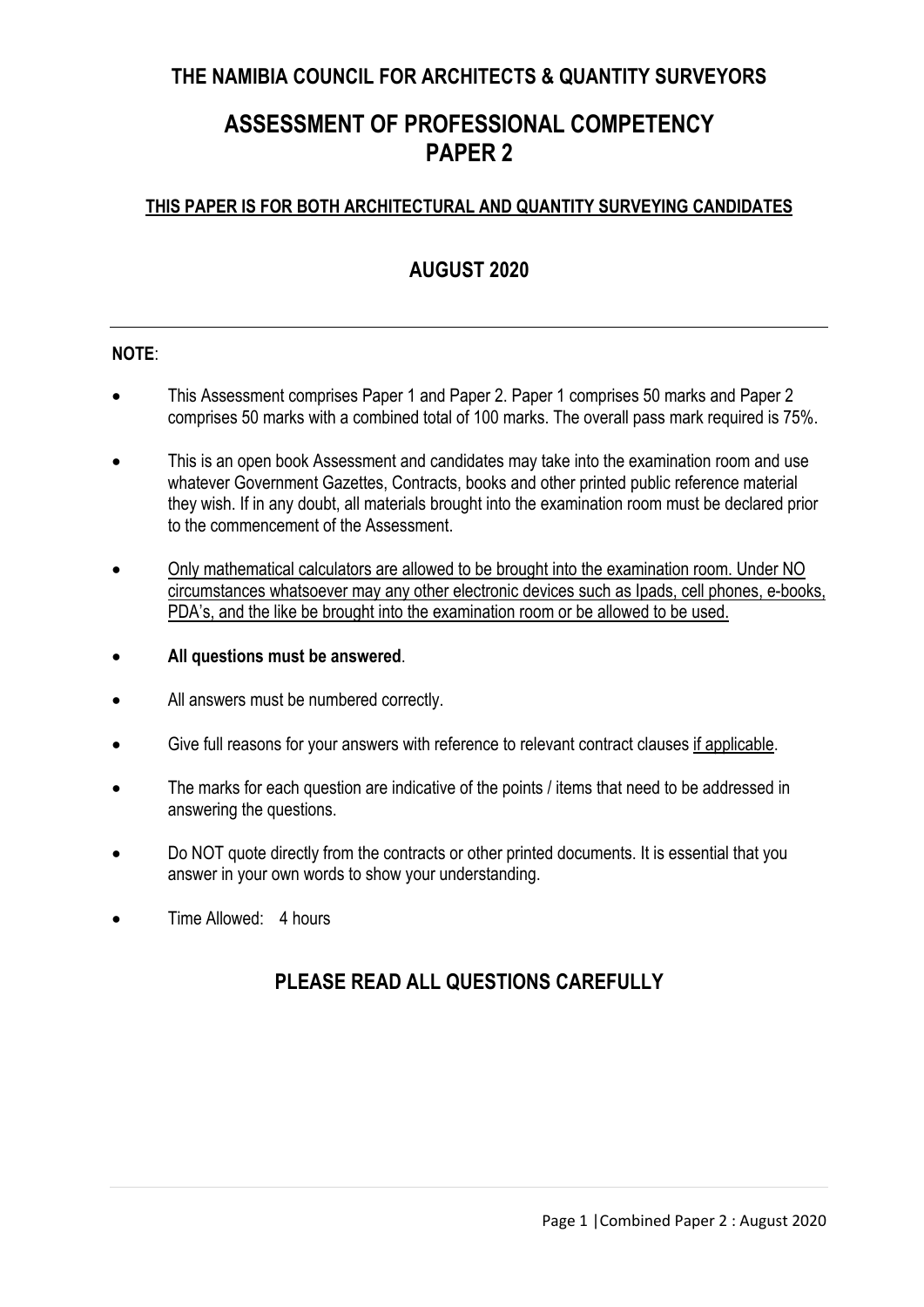# THE NAMIBIA COUNCIL FOR ARCHITECTS & QUANTITY SURVEYORS

# ASSESSMENT OF PROFESSIONAL COMPETENCY
# PAPER 2

**THIS PAPER IS FOR BOTH ARCHITECTURAL AND QUANTITY SURVEYING CANDIDATES**

## AUGUST 2020

---

**NOTE**:

- This Assessment comprises Paper 1 and Paper 2. Paper 1 comprises 50 marks and Paper 2 comprises 50 marks with a combined total of 100 marks. The overall pass mark required is 75%.
- This is an open book Assessment and candidates may take into the examination room and use whatever Government Gazettes, Contracts, books and other printed public reference material they wish. If in any doubt, all materials brought into the examination room must be declared prior to the commencement of the Assessment.
- Only mathematical calculators are allowed to be brought into the examination room. Under NO circumstances whatsoever may any other electronic devices such as Ipads, cell phones, e-books, PDA's, and the like be brought into the examination room or be allowed to be used.
- **All questions must be answered**.
- All answers must be numbered correctly.
- Give full reasons for your answers with reference to relevant contract clauses if applicable.
- The marks for each question are indicative of the points / items that need to be addressed in answering the questions.
- Do NOT quote directly from the contracts or other printed documents. It is essential that you answer in your own words to show your understanding.
- Time Allowed: 4 hours

## PLEASE READ ALL QUESTIONS CAREFULLY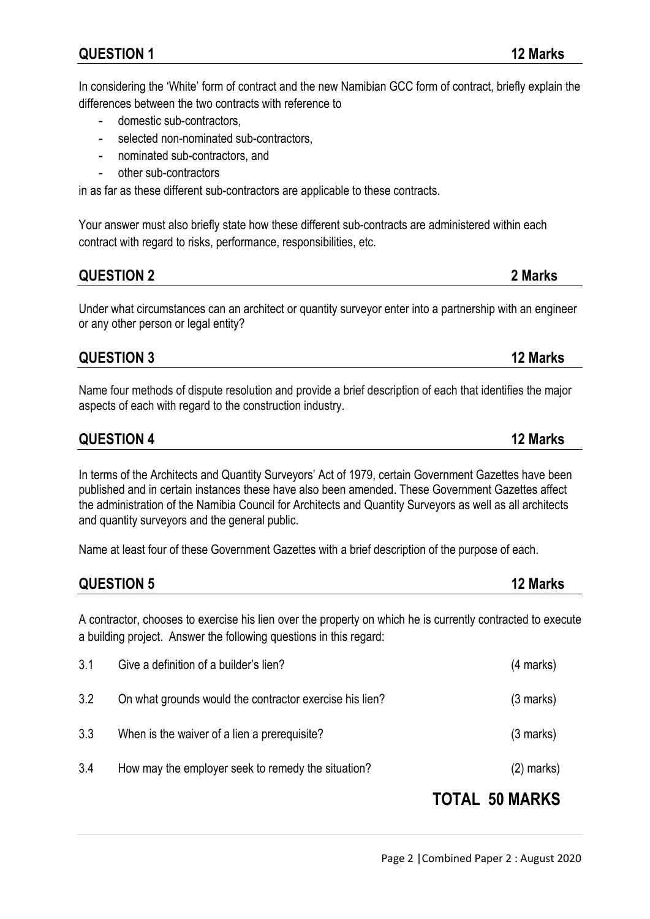## QUESTION 1 — 12 Marks

In considering the 'White' form of contract and the new Namibian GCC form of contract, briefly explain the differences between the two contracts with reference to

- domestic sub-contractors,
- selected non-nominated sub-contractors,
- nominated sub-contractors, and
- other sub-contractors

in as far as these different sub-contractors are applicable to these contracts.

Your answer must also briefly state how these different sub-contracts are administered within each contract with regard to risks, performance, responsibilities, etc.

## QUESTION 2 — 2 Marks

Under what circumstances can an architect or quantity surveyor enter into a partnership with an engineer or any other person or legal entity?

## QUESTION 3 — 12 Marks

Name four methods of dispute resolution and provide a brief description of each that identifies the major aspects of each with regard to the construction industry.

## QUESTION 4 — 12 Marks

In terms of the Architects and Quantity Surveyors' Act of 1979, certain Government Gazettes have been published and in certain instances these have also been amended. These Government Gazettes affect the administration of the Namibia Council for Architects and Quantity Surveyors as well as all architects and quantity surveyors and the general public.

Name at least four of these Government Gazettes with a brief description of the purpose of each.

## QUESTION 5 — 12 Marks

A contractor, chooses to exercise his lien over the property on which he is currently contracted to execute a building project. Answer the following questions in this regard:

| | | |
|---|---|---|
| 3.1 | Give a definition of a builder's lien? | (4 marks) |
| 3.2 | On what grounds would the contractor exercise his lien? | (3 marks) |
| 3.3 | When is the waiver of a lien a prerequisite? | (3 marks) |
| 3.4 | How may the employer seek to remedy the situation? | (2) marks) |

**TOTAL 50 MARKS**